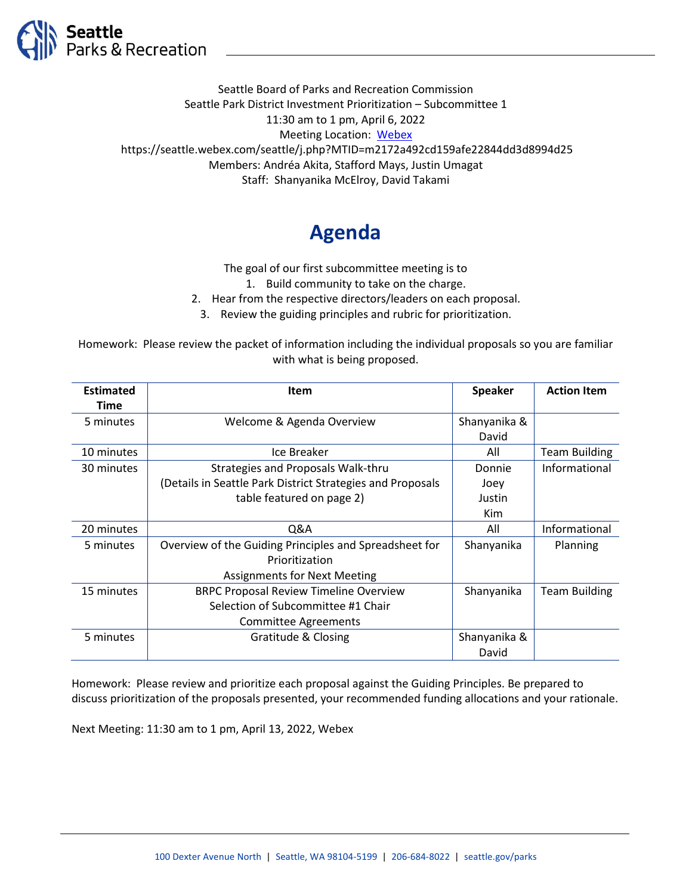Seattle Parks & Recreation

Seattle Board of Parks and Recreation Commission
Seattle Park District Investment Prioritization – Subcommittee 1
11:30 am to 1 pm, April 6, 2022
Meeting Location: [Webex](https://seattle.webex.com/seattle/j.php?MTID=m2172a492cd159afe22844dd3d8994d25)
https://seattle.webex.com/seattle/j.php?MTID=m2172a492cd159afe22844dd3d8994d25
Members: Andréa Akita, Stafford Mays, Justin Umagat
Staff: Shanyanika McElroy, David Takami

# Agenda

The goal of our first subcommittee meeting is to

1. Build community to take on the charge.
2. Hear from the respective directors/leaders on each proposal.
3. Review the guiding principles and rubric for prioritization.

Homework: Please review the packet of information including the individual proposals so you are familiar with what is being proposed.

| Estimated Time | Item | Speaker | Action Item |
|---|---|---|---|
| 5 minutes | Welcome & Agenda Overview | Shanyanika & David | |
| 10 minutes | Ice Breaker | All | Team Building |
| 30 minutes | Strategies and Proposals Walk-thru<br>(Details in Seattle Park District Strategies and Proposals table featured on page 2) | Donnie<br>Joey<br>Justin<br>Kim | Informational |
| 20 minutes | Q&A | All | Informational |
| 5 minutes | Overview of the Guiding Principles and Spreadsheet for Prioritization<br>Assignments for Next Meeting | Shanyanika | Planning |
| 15 minutes | BRPC Proposal Review Timeline Overview<br>Selection of Subcommittee #1 Chair<br>Committee Agreements | Shanyanika | Team Building |
| 5 minutes | Gratitude & Closing | Shanyanika & David | |

Homework: Please review and prioritize each proposal against the Guiding Principles. Be prepared to discuss prioritization of the proposals presented, your recommended funding allocations and your rationale.

Next Meeting: 11:30 am to 1 pm, April 13, 2022, Webex

100 Dexter Avenue North | Seattle, WA 98104-5199 | 206-684-8022 | seattle.gov/parks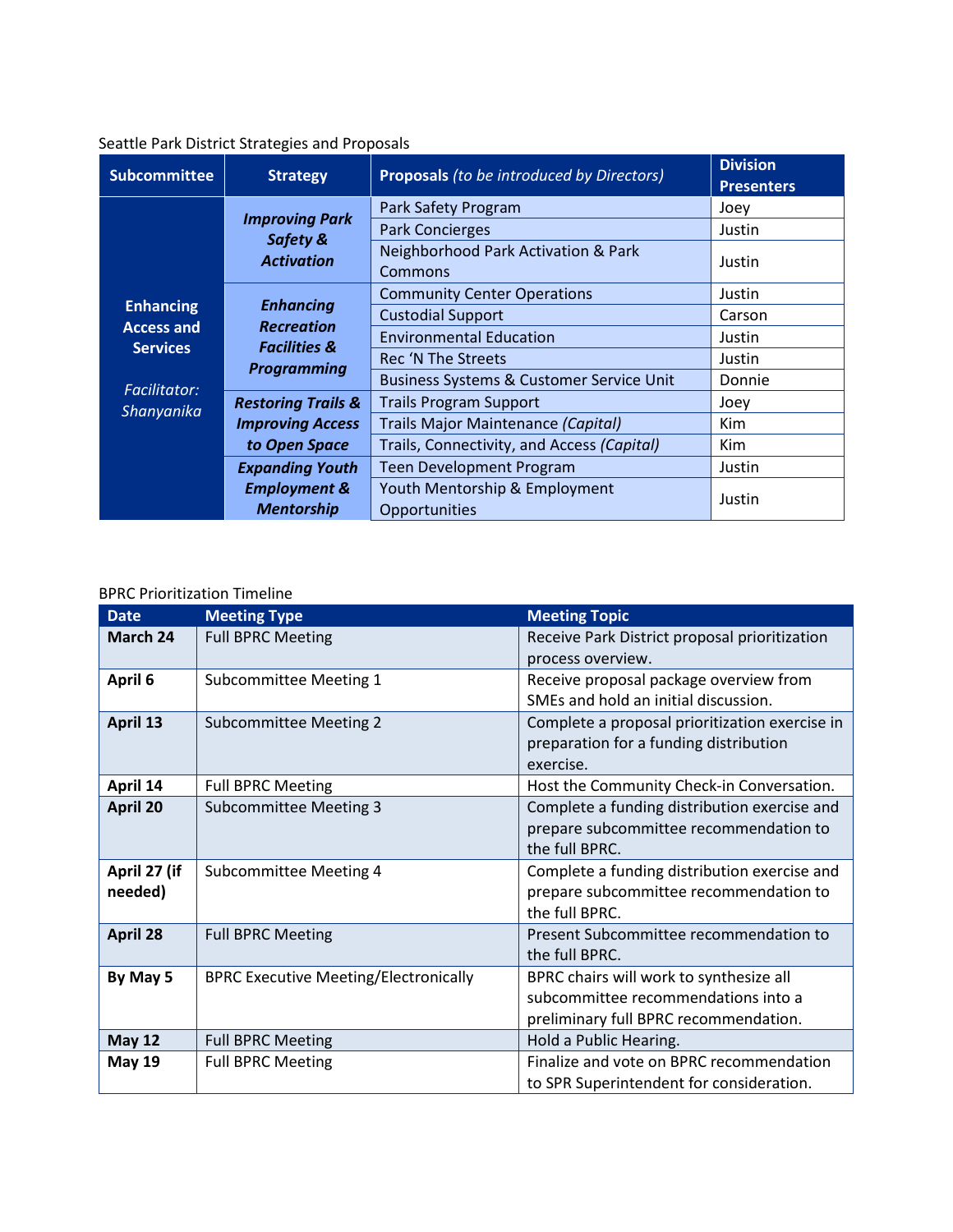Seattle Park District Strategies and Proposals

| Subcommittee | Strategy | Proposals *(to be introduced by Directors)* | Division Presenters |
|---|---|---|---|
| **Enhancing Access and Services** *Facilitator: Shanyanika* | ***Improving Park Safety & Activation*** | Park Safety Program | Joey |
| | | Park Concierges | Justin |
| | | Neighborhood Park Activation & Park Commons | Justin |
| | ***Enhancing Recreation Facilities & Programming*** | Community Center Operations | Justin |
| | | Custodial Support | Carson |
| | | Environmental Education | Justin |
| | | Rec 'N The Streets | Justin |
| | | Business Systems & Customer Service Unit | Donnie |
| | ***Restoring Trails & Improving Access to Open Space*** | Trails Program Support | Joey |
| | | Trails Major Maintenance *(Capital)* | Kim |
| | | Trails, Connectivity, and Access *(Capital)* | Kim |
| | ***Expanding Youth Employment & Mentorship*** | Teen Development Program | Justin |
| | | Youth Mentorship & Employment Opportunities | Justin |

BPRC Prioritization Timeline

| Date | Meeting Type | Meeting Topic |
|---|---|---|
| **March 24** | Full BPRC Meeting | Receive Park District proposal prioritization process overview. |
| **April 6** | Subcommittee Meeting 1 | Receive proposal package overview from SMEs and hold an initial discussion. |
| **April 13** | Subcommittee Meeting 2 | Complete a proposal prioritization exercise in preparation for a funding distribution exercise. |
| **April 14** | Full BPRC Meeting | Host the Community Check-in Conversation. |
| **April 20** | Subcommittee Meeting 3 | Complete a funding distribution exercise and prepare subcommittee recommendation to the full BPRC. |
| **April 27 (if needed)** | Subcommittee Meeting 4 | Complete a funding distribution exercise and prepare subcommittee recommendation to the full BPRC. |
| **April 28** | Full BPRC Meeting | Present Subcommittee recommendation to the full BPRC. |
| **By May 5** | BPRC Executive Meeting/Electronically | BPRC chairs will work to synthesize all subcommittee recommendations into a preliminary full BPRC recommendation. |
| **May 12** | Full BPRC Meeting | Hold a Public Hearing. |
| **May 19** | Full BPRC Meeting | Finalize and vote on BPRC recommendation to SPR Superintendent for consideration. |